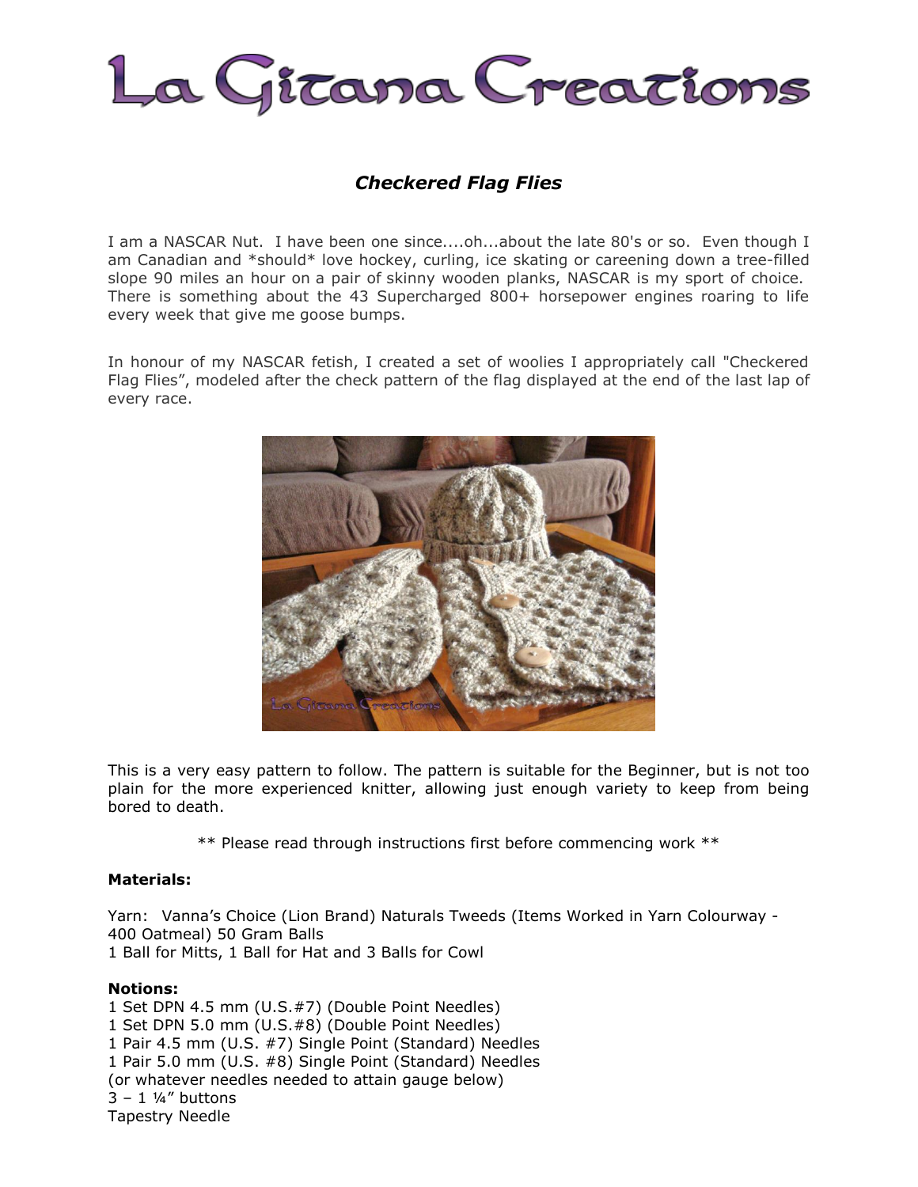# La Gitana Creations

## *Checkered Flag Flies*

I am a NASCAR Nut. I have been one since....oh...about the late 80's or so. Even though I am Canadian and *should* love hockey, curling, ice skating or careening down a tree-filled slope 90 miles an hour on a pair of skinny wooden planks, NASCAR is my sport of choice. There is something about the 43 Supercharged 800+ horsepower engines roaring to life every week that give me goose bumps.

In honour of my NASCAR fetish, I created a set of woolies I appropriately call "Checkered Flag Flies", modeled after the check pattern of the flag displayed at the end of the last lap of every race.

This is a very easy pattern to follow. The pattern is suitable for the Beginner, but is not too plain for the more experienced knitter, allowing just enough variety to keep from being bored to death.

** Please read through instructions first before commencing work **

**Materials:**

Yarn: Vanna's Choice (Lion Brand) Naturals Tweeds (Items Worked in Yarn Colourway - 400 Oatmeal) 50 Gram Balls
1 Ball for Mitts, 1 Ball for Hat and 3 Balls for Cowl

**Notions:**
1 Set DPN 4.5 mm (U.S.#7) (Double Point Needles)
1 Set DPN 5.0 mm (U.S.#8) (Double Point Needles)
1 Pair 4.5 mm (U.S. #7) Single Point (Standard) Needles
1 Pair 5.0 mm (U.S. #8) Single Point (Standard) Needles
(or whatever needles needed to attain gauge below)
3 – 1 ¼" buttons
Tapestry Needle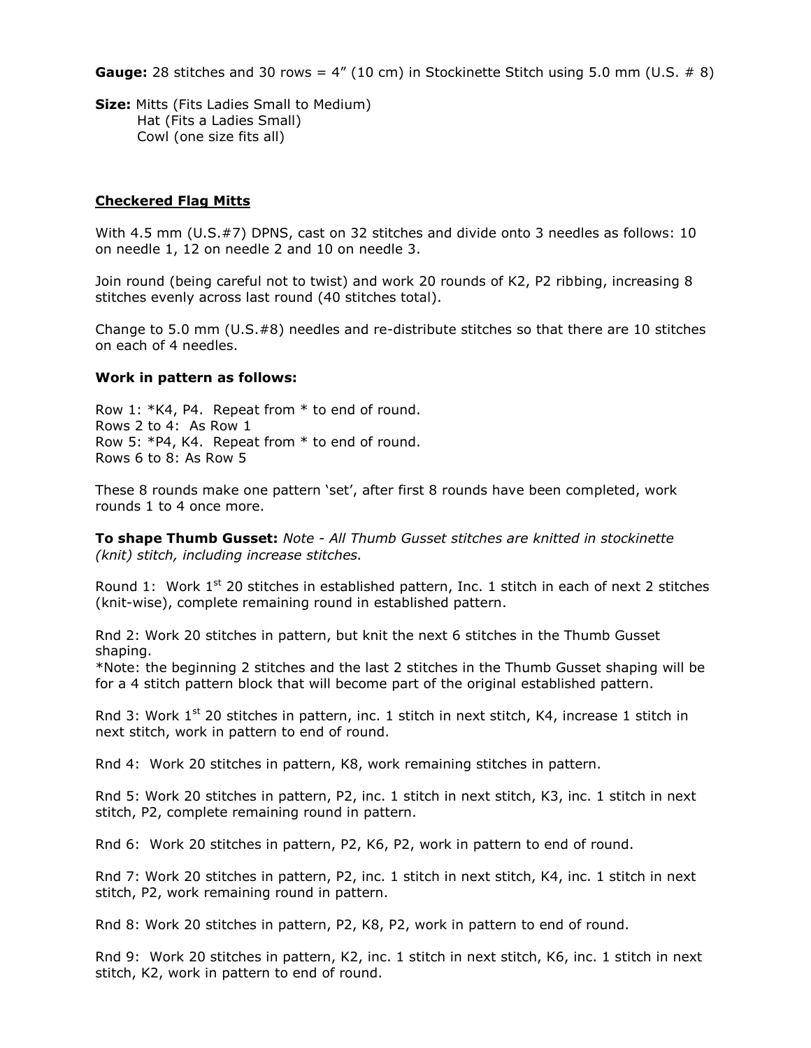**Gauge:** 28 stitches and 30 rows = 4" (10 cm) in Stockinette Stitch using 5.0 mm (U.S. # 8)

**Size:** Mitts (Fits Ladies Small to Medium)
Hat (Fits a Ladies Small)
Cowl (one size fits all)

## Checkered Flag Mitts

With 4.5 mm (U.S.#7) DPNS, cast on 32 stitches and divide onto 3 needles as follows: 10 on needle 1, 12 on needle 2 and 10 on needle 3.

Join round (being careful not to twist) and work 20 rounds of K2, P2 ribbing, increasing 8 stitches evenly across last round (40 stitches total).

Change to 5.0 mm (U.S.#8) needles and re-distribute stitches so that there are 10 stitches on each of 4 needles.

**Work in pattern as follows:**

Row 1: *K4, P4. Repeat from * to end of round.
Rows 2 to 4: As Row 1
Row 5: *P4, K4. Repeat from * to end of round.
Rows 6 to 8: As Row 5

These 8 rounds make one pattern 'set', after first 8 rounds have been completed, work rounds 1 to 4 once more.

**To shape Thumb Gusset:** *Note - All Thumb Gusset stitches are knitted in stockinette (knit) stitch, including increase stitches.*

Round 1: Work 1st 20 stitches in established pattern, Inc. 1 stitch in each of next 2 stitches (knit-wise), complete remaining round in established pattern.

Rnd 2: Work 20 stitches in pattern, but knit the next 6 stitches in the Thumb Gusset shaping.
*Note: the beginning 2 stitches and the last 2 stitches in the Thumb Gusset shaping will be for a 4 stitch pattern block that will become part of the original established pattern.

Rnd 3: Work 1st 20 stitches in pattern, inc. 1 stitch in next stitch, K4, increase 1 stitch in next stitch, work in pattern to end of round.

Rnd 4: Work 20 stitches in pattern, K8, work remaining stitches in pattern.

Rnd 5: Work 20 stitches in pattern, P2, inc. 1 stitch in next stitch, K3, inc. 1 stitch in next stitch, P2, complete remaining round in pattern.

Rnd 6: Work 20 stitches in pattern, P2, K6, P2, work in pattern to end of round.

Rnd 7: Work 20 stitches in pattern, P2, inc. 1 stitch in next stitch, K4, inc. 1 stitch in next stitch, P2, work remaining round in pattern.

Rnd 8: Work 20 stitches in pattern, P2, K8, P2, work in pattern to end of round.

Rnd 9: Work 20 stitches in pattern, K2, inc. 1 stitch in next stitch, K6, inc. 1 stitch in next stitch, K2, work in pattern to end of round.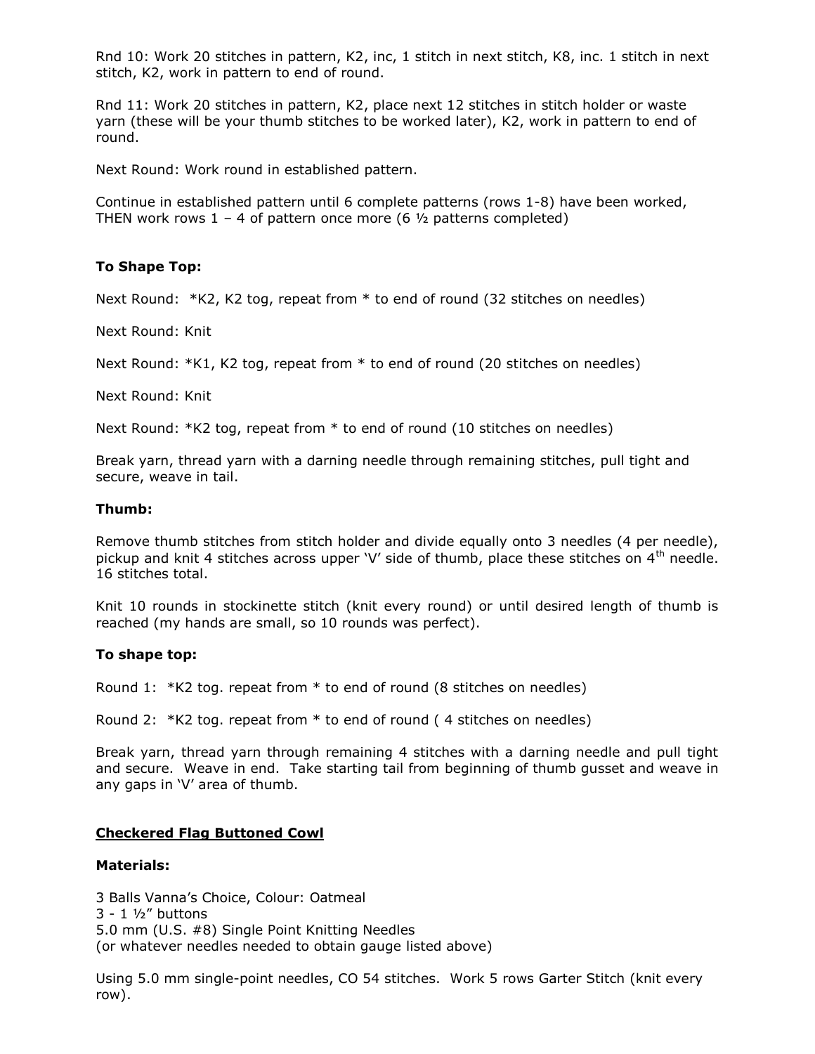Rnd 10: Work 20 stitches in pattern, K2, inc, 1 stitch in next stitch, K8, inc. 1 stitch in next stitch, K2, work in pattern to end of round.

Rnd 11: Work 20 stitches in pattern, K2, place next 12 stitches in stitch holder or waste yarn (these will be your thumb stitches to be worked later), K2, work in pattern to end of round.

Next Round: Work round in established pattern.

Continue in established pattern until 6 complete patterns (rows 1-8) have been worked, THEN work rows 1 – 4 of pattern once more (6 ½ patterns completed)

**To Shape Top:**

Next Round: *K2, K2 tog, repeat from * to end of round (32 stitches on needles)

Next Round: Knit

Next Round: *K1, K2 tog, repeat from * to end of round (20 stitches on needles)

Next Round: Knit

Next Round: *K2 tog, repeat from * to end of round (10 stitches on needles)

Break yarn, thread yarn with a darning needle through remaining stitches, pull tight and secure, weave in tail.

**Thumb:**

Remove thumb stitches from stitch holder and divide equally onto 3 needles (4 per needle), pickup and knit 4 stitches across upper 'V' side of thumb, place these stitches on 4th needle. 16 stitches total.

Knit 10 rounds in stockinette stitch (knit every round) or until desired length of thumb is reached (my hands are small, so 10 rounds was perfect).

**To shape top:**

Round 1: *K2 tog. repeat from * to end of round (8 stitches on needles)

Round 2: *K2 tog. repeat from * to end of round ( 4 stitches on needles)

Break yarn, thread yarn through remaining 4 stitches with a darning needle and pull tight and secure. Weave in end. Take starting tail from beginning of thumb gusset and weave in any gaps in 'V' area of thumb.

## Checkered Flag Buttoned Cowl

**Materials:**

3 Balls Vanna's Choice, Colour: Oatmeal
3 - 1 ½" buttons
5.0 mm (U.S. #8) Single Point Knitting Needles
(or whatever needles needed to obtain gauge listed above)

Using 5.0 mm single-point needles, CO 54 stitches. Work 5 rows Garter Stitch (knit every row).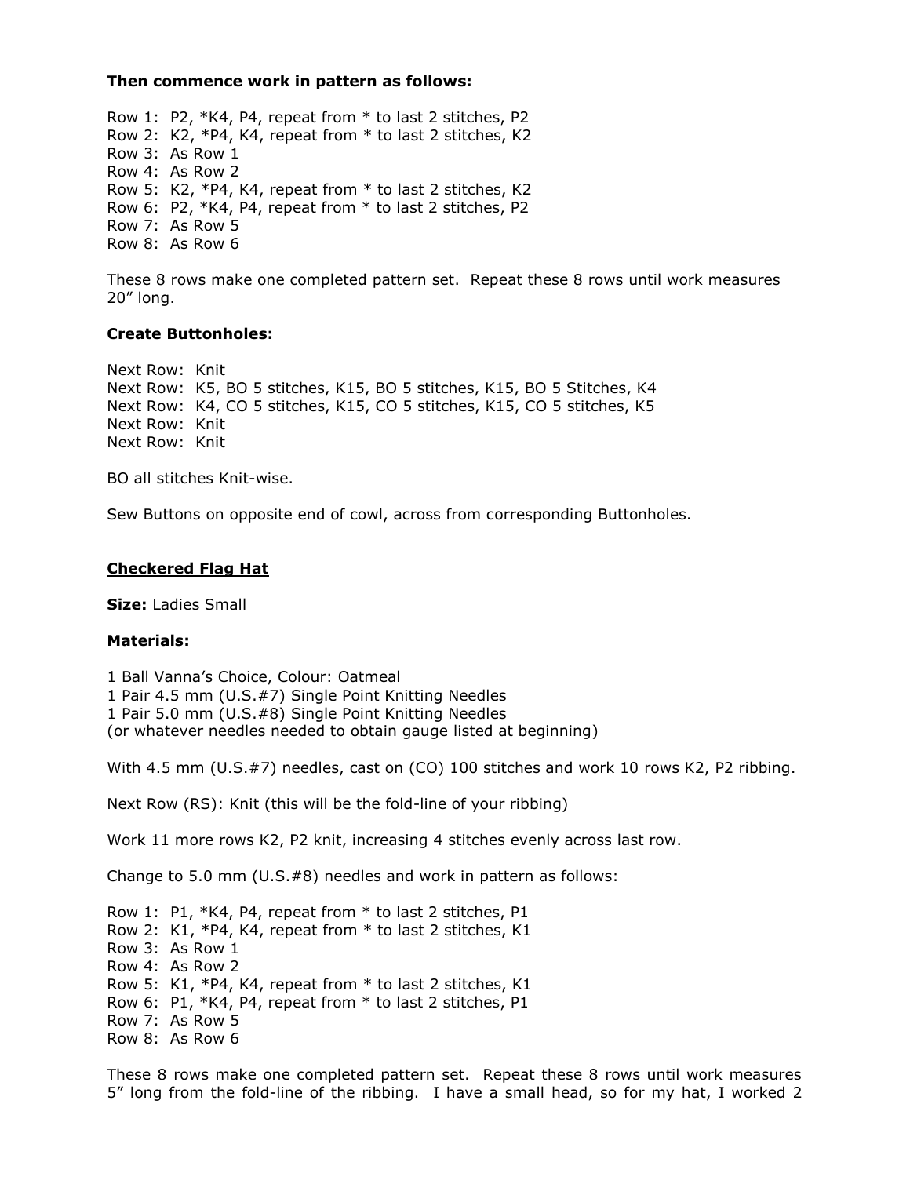**Then commence work in pattern as follows:**

Row 1: P2, *K4, P4, repeat from * to last 2 stitches, P2
Row 2: K2, *P4, K4, repeat from * to last 2 stitches, K2
Row 3: As Row 1
Row 4: As Row 2
Row 5: K2, *P4, K4, repeat from * to last 2 stitches, K2
Row 6: P2, *K4, P4, repeat from * to last 2 stitches, P2
Row 7: As Row 5
Row 8: As Row 6

These 8 rows make one completed pattern set. Repeat these 8 rows until work measures 20" long.

**Create Buttonholes:**

Next Row: Knit
Next Row: K5, BO 5 stitches, K15, BO 5 stitches, K15, BO 5 Stitches, K4
Next Row: K4, CO 5 stitches, K15, CO 5 stitches, K15, CO 5 stitches, K5
Next Row: Knit
Next Row: Knit

BO all stitches Knit-wise.

Sew Buttons on opposite end of cowl, across from corresponding Buttonholes.

## Checkered Flag Hat

**Size:** Ladies Small

**Materials:**

1 Ball Vanna's Choice, Colour: Oatmeal
1 Pair 4.5 mm (U.S.#7) Single Point Knitting Needles
1 Pair 5.0 mm (U.S.#8) Single Point Knitting Needles
(or whatever needles needed to obtain gauge listed at beginning)

With 4.5 mm (U.S.#7) needles, cast on (CO) 100 stitches and work 10 rows K2, P2 ribbing.

Next Row (RS): Knit (this will be the fold-line of your ribbing)

Work 11 more rows K2, P2 knit, increasing 4 stitches evenly across last row.

Change to 5.0 mm (U.S.#8) needles and work in pattern as follows:

Row 1: P1, *K4, P4, repeat from * to last 2 stitches, P1
Row 2: K1, *P4, K4, repeat from * to last 2 stitches, K1
Row 3: As Row 1
Row 4: As Row 2
Row 5: K1, *P4, K4, repeat from * to last 2 stitches, K1
Row 6: P1, *K4, P4, repeat from * to last 2 stitches, P1
Row 7: As Row 5
Row 8: As Row 6

These 8 rows make one completed pattern set. Repeat these 8 rows until work measures 5" long from the fold-line of the ribbing. I have a small head, so for my hat, I worked 2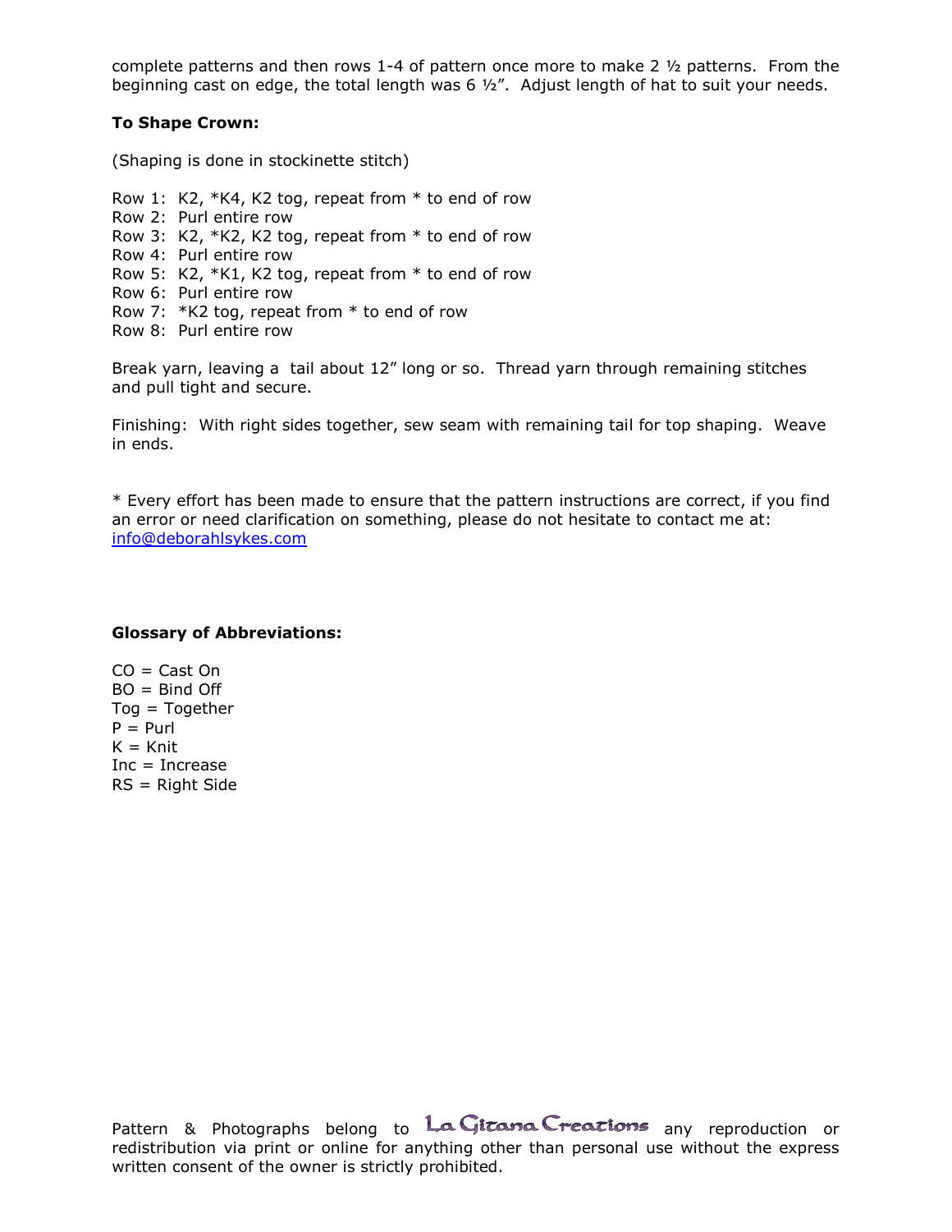complete patterns and then rows 1-4 of pattern once more to make 2 ½ patterns. From the beginning cast on edge, the total length was 6 ½". Adjust length of hat to suit your needs.

**To Shape Crown:**

(Shaping is done in stockinette stitch)

Row 1: K2, *K4, K2 tog, repeat from * to end of row
Row 2: Purl entire row
Row 3: K2, *K2, K2 tog, repeat from * to end of row
Row 4: Purl entire row
Row 5: K2, *K1, K2 tog, repeat from * to end of row
Row 6: Purl entire row
Row 7: *K2 tog, repeat from * to end of row
Row 8: Purl entire row

Break yarn, leaving a tail about 12" long or so. Thread yarn through remaining stitches and pull tight and secure.

Finishing: With right sides together, sew seam with remaining tail for top shaping. Weave in ends.

* Every effort has been made to ensure that the pattern instructions are correct, if you find an error or need clarification on something, please do not hesitate to contact me at: info@deborahlsykes.com

**Glossary of Abbreviations:**

CO = Cast On
BO = Bind Off
Tog = Together
P = Purl
K = Knit
Inc = Increase
RS = Right Side

Pattern & Photographs belong to La Gitana Creations any reproduction or redistribution via print or online for anything other than personal use without the express written consent of the owner is strictly prohibited.